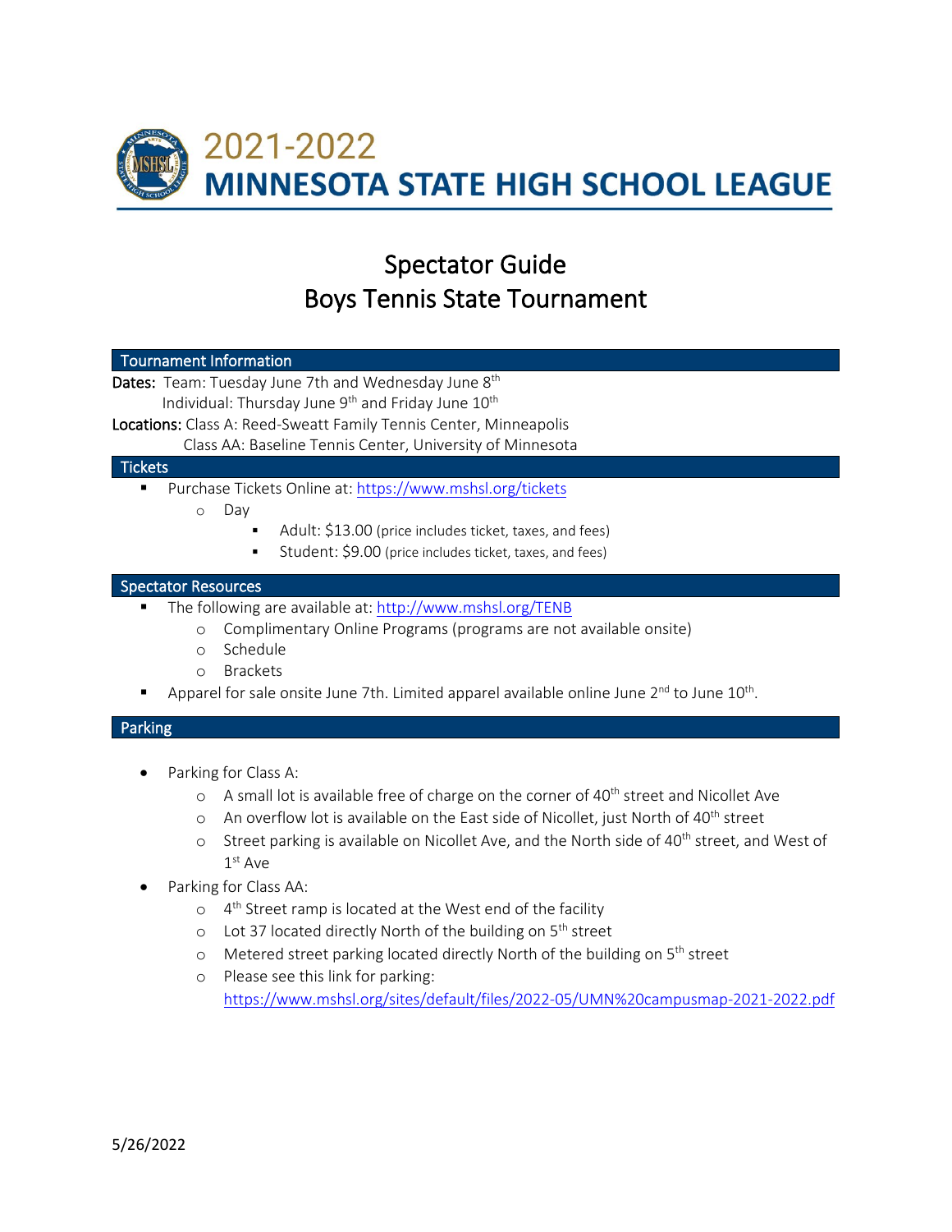# 2021-2022 MINNESOTA STATE HIGH SCHOOL LEAGUE

# Spectator Guide
# Boys Tennis State Tournament

## Tournament Information

**Dates:** Team: Tuesday June 7th and Wednesday June 8th
Individual: Thursday June 9th and Friday June 10th

**Locations:** Class A: Reed-Sweatt Family Tennis Center, Minneapolis
Class AA: Baseline Tennis Center, University of Minnesota

## Tickets

- Purchase Tickets Online at: https://www.mshsl.org/tickets
  - Day
    - Adult: $13.00 (price includes ticket, taxes, and fees)
    - Student: $9.00 (price includes ticket, taxes, and fees)

## Spectator Resources

- The following are available at: http://www.mshsl.org/TENB
  - Complimentary Online Programs (programs are not available onsite)
  - Schedule
  - Brackets
- Apparel for sale onsite June 7th. Limited apparel available online June 2nd to June 10th.

## Parking

- Parking for Class A:
  - A small lot is available free of charge on the corner of 40th street and Nicollet Ave
  - An overflow lot is available on the East side of Nicollet, just North of 40th street
  - Street parking is available on Nicollet Ave, and the North side of 40th street, and West of 1st Ave
- Parking for Class AA:
  - 4th Street ramp is located at the West end of the facility
  - Lot 37 located directly North of the building on 5th street
  - Metered street parking located directly North of the building on 5th street
  - Please see this link for parking: https://www.mshsl.org/sites/default/files/2022-05/UMN%20campusmap-2021-2022.pdf

5/26/2022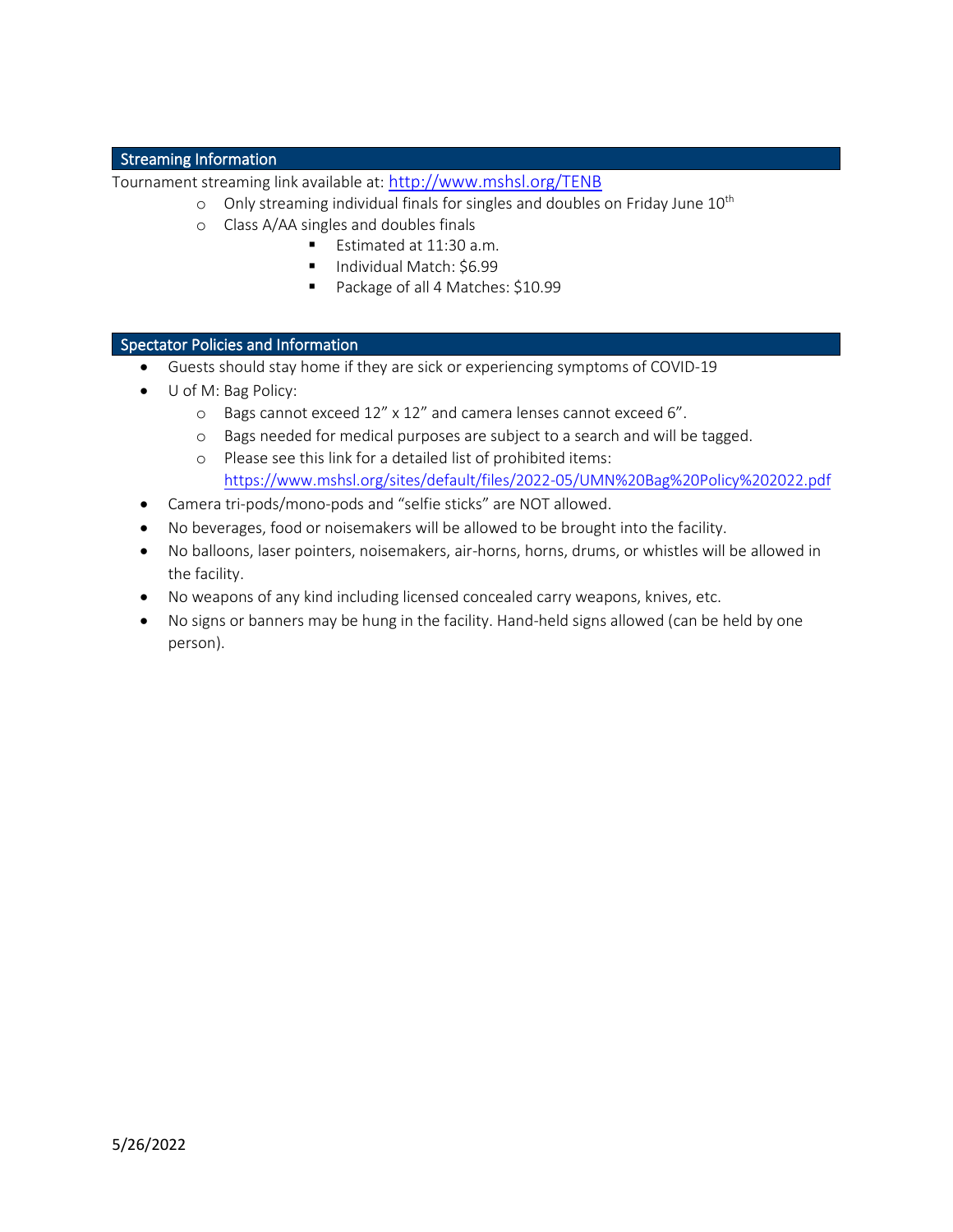## Streaming Information

Tournament streaming link available at: http://www.mshsl.org/TENB

- Only streaming individual finals for singles and doubles on Friday June 10th
- Class A/AA singles and doubles finals
  - Estimated at 11:30 a.m.
  - Individual Match: $6.99
  - Package of all 4 Matches: $10.99

## Spectator Policies and Information

- Guests should stay home if they are sick or experiencing symptoms of COVID-19
- U of M: Bag Policy:
  - Bags cannot exceed 12" x 12" and camera lenses cannot exceed 6".
  - Bags needed for medical purposes are subject to a search and will be tagged.
  - Please see this link for a detailed list of prohibited items: https://www.mshsl.org/sites/default/files/2022-05/UMN%20Bag%20Policy%202022.pdf
- Camera tri-pods/mono-pods and "selfie sticks" are NOT allowed.
- No beverages, food or noisemakers will be allowed to be brought into the facility.
- No balloons, laser pointers, noisemakers, air-horns, horns, drums, or whistles will be allowed in the facility.
- No weapons of any kind including licensed concealed carry weapons, knives, etc.
- No signs or banners may be hung in the facility. Hand-held signs allowed (can be held by one person).

5/26/2022